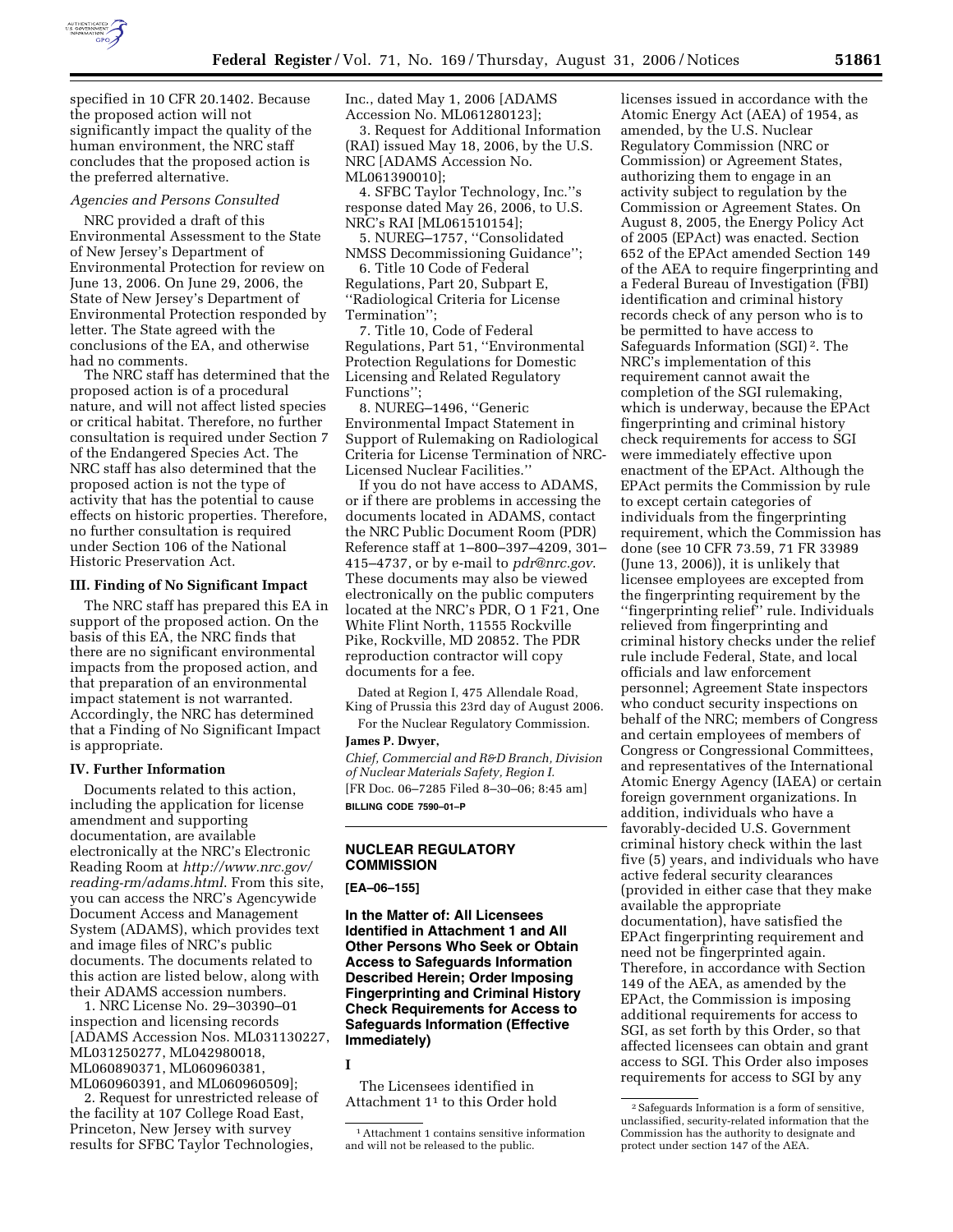specified in 10 CFR 20.1402. Because the proposed action will not significantly impact the quality of the human environment, the NRC staff concludes that the proposed action is the preferred alternative.

*Agencies and Persons Consulted*

NRC provided a draft of this Environmental Assessment to the State of New Jersey's Department of Environmental Protection for review on June 13, 2006. On June 29, 2006, the State of New Jersey's Department of Environmental Protection responded by letter. The State agreed with the conclusions of the EA, and otherwise had no comments.

The NRC staff has determined that the proposed action is of a procedural nature, and will not affect listed species or critical habitat. Therefore, no further consultation is required under Section 7 of the Endangered Species Act. The NRC staff has also determined that the proposed action is not the type of activity that has the potential to cause effects on historic properties. Therefore, no further consultation is required under Section 106 of the National Historic Preservation Act.

## III. Finding of No Significant Impact

The NRC staff has prepared this EA in support of the proposed action. On the basis of this EA, the NRC finds that there are no significant environmental impacts from the proposed action, and that preparation of an environmental impact statement is not warranted. Accordingly, the NRC has determined that a Finding of No Significant Impact is appropriate.

## IV. Further Information

Documents related to this action, including the application for license amendment and supporting documentation, are available electronically at the NRC's Electronic Reading Room at *http://www.nrc.gov/reading-rm/adams.html*. From this site, you can access the NRC's Agencywide Document Access and Management System (ADAMS), which provides text and image files of NRC's public documents. The documents related to this action are listed below, along with their ADAMS accession numbers.

1. NRC License No. 29–30390–01 inspection and licensing records [ADAMS Accession Nos. ML031130227, ML031250277, ML042980018, ML060890371, ML060960381, ML060960391, and ML060960509];
2. Request for unrestricted release of the facility at 107 College Road East, Princeton, New Jersey with survey results for SFBC Taylor Technologies, Inc., dated May 1, 2006 [ADAMS Accession No. ML061280123];
3. Request for Additional Information (RAI) issued May 18, 2006, by the U.S. NRC [ADAMS Accession No. ML061390010];
4. SFBC Taylor Technology, Inc.''s response dated May 26, 2006, to U.S. NRC's RAI [ML061510154];
5. NUREG–1757, ''Consolidated NMSS Decommissioning Guidance'';
6. Title 10 Code of Federal Regulations, Part 20, Subpart E, ''Radiological Criteria for License Termination'';
7. Title 10, Code of Federal Regulations, Part 51, ''Environmental Protection Regulations for Domestic Licensing and Related Regulatory Functions'';
8. NUREG–1496, ''Generic Environmental Impact Statement in Support of Rulemaking on Radiological Criteria for License Termination of NRC-Licensed Nuclear Facilities.''

If you do not have access to ADAMS, or if there are problems in accessing the documents located in ADAMS, contact the NRC Public Document Room (PDR) Reference staff at 1–800–397–4209, 301–415–4737, or by e-mail to *pdr@nrc.gov*. These documents may also be viewed electronically on the public computers located at the NRC's PDR, O 1 F21, One White Flint North, 11555 Rockville Pike, Rockville, MD 20852. The PDR reproduction contractor will copy documents for a fee.

Dated at Region I, 475 Allendale Road, King of Prussia this 23rd day of August 2006.

For the Nuclear Regulatory Commission.

**James P. Dwyer,**

*Chief, Commercial and R&D Branch, Division of Nuclear Materials Safety, Region I.*

[FR Doc. 06–7285 Filed 8–30–06; 8:45 am]

**BILLING CODE 7590–01–P**

---

## NUCLEAR REGULATORY COMMISSION

**[EA–06–155]**

## In the Matter of: All Licensees Identified in Attachment 1 and All Other Persons Who Seek or Obtain Access to Safeguards Information Described Herein; Order Imposing Fingerprinting and Criminal History Check Requirements for Access to Safeguards Information (Effective Immediately)

**I**

The Licensees identified in Attachment 1[1] to this Order hold licenses issued in accordance with the Atomic Energy Act (AEA) of 1954, as amended, by the U.S. Nuclear Regulatory Commission (NRC or Commission) or Agreement States, authorizing them to engage in an activity subject to regulation by the Commission or Agreement States. On August 8, 2005, the Energy Policy Act of 2005 (EPAct) was enacted. Section 652 of the EPAct amended Section 149 of the AEA to require fingerprinting and a Federal Bureau of Investigation (FBI) identification and criminal history records check of any person who is to be permitted to have access to Safeguards Information (SGI)[2]. The NRC's implementation of this requirement cannot await the completion of the SGI rulemaking, which is underway, because the EPAct fingerprinting and criminal history check requirements for access to SGI were immediately effective upon enactment of the EPAct. Although the EPAct permits the Commission by rule to except certain categories of individuals from the fingerprinting requirement, which the Commission has done (see 10 CFR 73.59, 71 FR 33989 (June 13, 2006)), it is unlikely that licensee employees are excepted from the fingerprinting requirement by the ''fingerprinting relief'' rule. Individuals relieved from fingerprinting and criminal history checks under the relief rule include Federal, State, and local officials and law enforcement personnel; Agreement State inspectors who conduct security inspections on behalf of the NRC; members of Congress and certain employees of members of Congress or Congressional Committees, and representatives of the International Atomic Energy Agency (IAEA) or certain foreign government organizations. In addition, individuals who have a favorably-decided U.S. Government criminal history check within the last five (5) years, and individuals who have active federal security clearances (provided in either case that they make available the appropriate documentation), have satisfied the EPAct fingerprinting requirement and need not be fingerprinted again. Therefore, in accordance with Section 149 of the AEA, as amended by the EPAct, the Commission is imposing additional requirements for access to SGI, as set forth by this Order, so that affected licensees can obtain and grant access to SGI. This Order also imposes requirements for access to SGI by any

---

[1] Attachment 1 contains sensitive information and will not be released to the public.

[2] Safeguards Information is a form of sensitive, unclassified, security-related information that the Commission has the authority to designate and protect under section 147 of the AEA.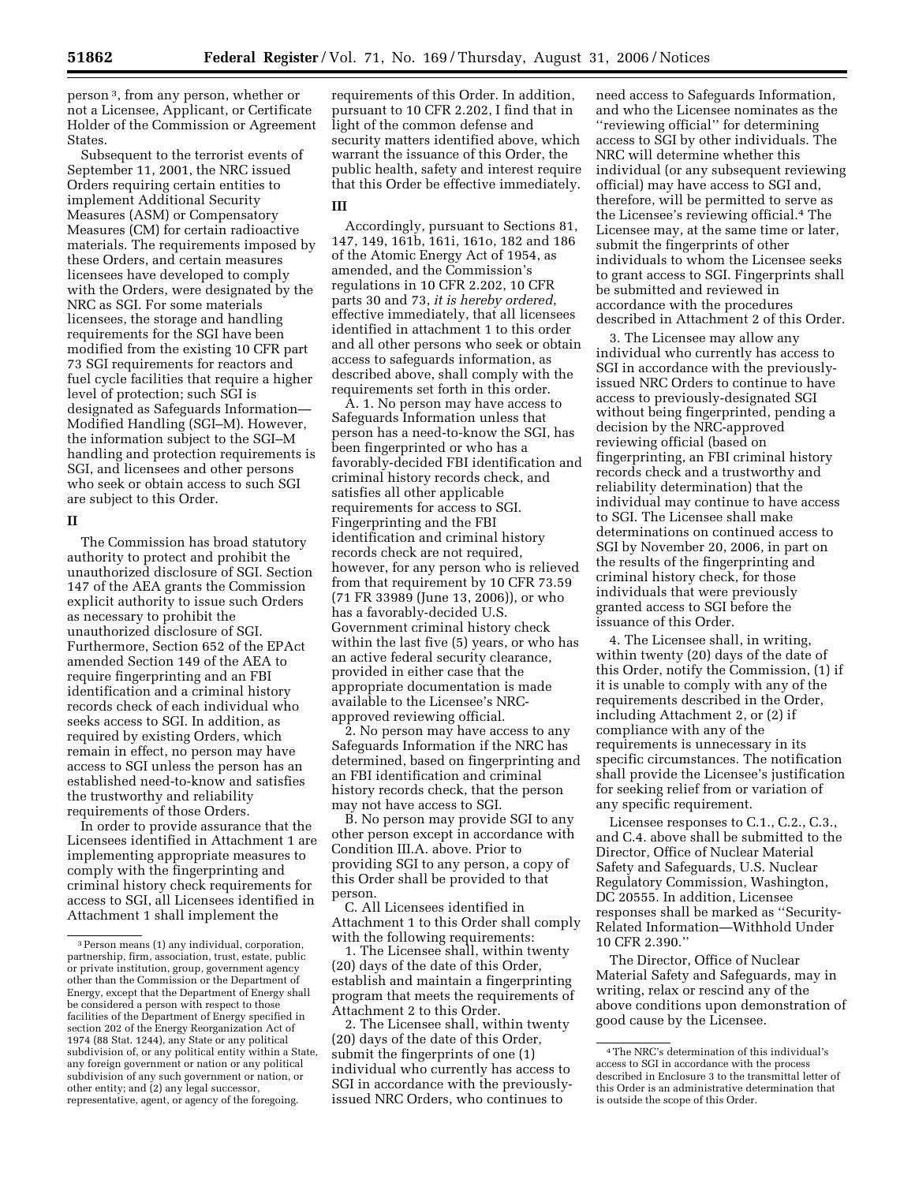person [3], from any person, whether or not a Licensee, Applicant, or Certificate Holder of the Commission or Agreement States.

Subsequent to the terrorist events of September 11, 2001, the NRC issued Orders requiring certain entities to implement Additional Security Measures (ASM) or Compensatory Measures (CM) for certain radioactive materials. The requirements imposed by these Orders, and certain measures licensees have developed to comply with the Orders, were designated by the NRC as SGI. For some materials licensees, the storage and handling requirements for the SGI have been modified from the existing 10 CFR part 73 SGI requirements for reactors and fuel cycle facilities that require a higher level of protection; such SGI is designated as Safeguards Information—Modified Handling (SGI–M). However, the information subject to the SGI–M handling and protection requirements is SGI, and licensees and other persons who seek or obtain access to such SGI are subject to this Order.

## II

The Commission has broad statutory authority to protect and prohibit the unauthorized disclosure of SGI. Section 147 of the AEA grants the Commission explicit authority to issue such Orders as necessary to prohibit the unauthorized disclosure of SGI. Furthermore, Section 652 of the EPAct amended Section 149 of the AEA to require fingerprinting and an FBI identification and a criminal history records check of each individual who seeks access to SGI. In addition, as required by existing Orders, which remain in effect, no person may have access to SGI unless the person has an established need-to-know and satisfies the trustworthy and reliability requirements of those Orders.

In order to provide assurance that the Licensees identified in Attachment 1 are implementing appropriate measures to comply with the fingerprinting and criminal history check requirements for access to SGI, all Licensees identified in Attachment 1 shall implement the requirements of this Order. In addition, pursuant to 10 CFR 2.202, I find that in light of the common defense and security matters identified above, which warrant the issuance of this Order, the public health, safety and interest require that this Order be effective immediately.

## III

Accordingly, pursuant to Sections 81, 147, 149, 161b, 161i, 161o, 182 and 186 of the Atomic Energy Act of 1954, as amended, and the Commission's regulations in 10 CFR 2.202, 10 CFR parts 30 and 73, *it is hereby ordered*, effective immediately, that all licensees identified in attachment 1 to this order and all other persons who seek or obtain access to safeguards information, as described above, shall comply with the requirements set forth in this order.

A. 1. No person may have access to Safeguards Information unless that person has a need-to-know the SGI, has been fingerprinted or who has a favorably-decided FBI identification and criminal history records check, and satisfies all other applicable requirements for access to SGI. Fingerprinting and the FBI identification and criminal history records check are not required, however, for any person who is relieved from that requirement by 10 CFR 73.59 (71 FR 33989 (June 13, 2006)), or who has a favorably-decided U.S. Government criminal history check within the last five (5) years, or who has an active federal security clearance, provided in either case that the appropriate documentation is made available to the Licensee's NRC-approved reviewing official.

2. No person may have access to any Safeguards Information if the NRC has determined, based on fingerprinting and an FBI identification and criminal history records check, that the person may not have access to SGI.

B. No person may provide SGI to any other person except in accordance with Condition III.A. above. Prior to providing SGI to any person, a copy of this Order shall be provided to that person.

C. All Licensees identified in Attachment 1 to this Order shall comply with the following requirements:

1. The Licensee shall, within twenty (20) days of the date of this Order, establish and maintain a fingerprinting program that meets the requirements of Attachment 2 to this Order.

2. The Licensee shall, within twenty (20) days of the date of this Order, submit the fingerprints of one (1) individual who currently has access to SGI in accordance with the previously-issued NRC Orders, who continues to need access to Safeguards Information, and who the Licensee nominates as the "reviewing official" for determining access to SGI by other individuals. The NRC will determine whether this individual (or any subsequent reviewing official) may have access to SGI and, therefore, will be permitted to serve as the Licensee's reviewing official.[4] The Licensee may, at the same time or later, submit the fingerprints of other individuals to whom the Licensee seeks to grant access to SGI. Fingerprints shall be submitted and reviewed in accordance with the procedures described in Attachment 2 of this Order.

3. The Licensee may allow any individual who currently has access to SGI in accordance with the previously-issued NRC Orders to continue to have access to previously-designated SGI without being fingerprinted, pending a decision by the NRC-approved reviewing official (based on fingerprinting, an FBI criminal history records check and a trustworthy and reliability determination) that the individual may continue to have access to SGI. The Licensee shall make determinations on continued access to SGI by November 20, 2006, in part on the results of the fingerprinting and criminal history check, for those individuals that were previously granted access to SGI before the issuance of this Order.

4. The Licensee shall, in writing, within twenty (20) days of the date of this Order, notify the Commission, (1) if it is unable to comply with any of the requirements described in the Order, including Attachment 2, or (2) if compliance with any of the requirements is unnecessary in its specific circumstances. The notification shall provide the Licensee's justification for seeking relief from or variation of any specific requirement.

Licensee responses to C.1., C.2., C.3., and C.4. above shall be submitted to the Director, Office of Nuclear Material Safety and Safeguards, U.S. Nuclear Regulatory Commission, Washington, DC 20555. In addition, Licensee responses shall be marked as "Security-Related Information—Withhold Under 10 CFR 2.390."

The Director, Office of Nuclear Material Safety and Safeguards, may in writing, relax or rescind any of the above conditions upon demonstration of good cause by the Licensee.

---

[3] Person means (1) any individual, corporation, partnership, firm, association, trust, estate, public or private institution, group, government agency other than the Commission or the Department of Energy, except that the Department of Energy shall be considered a person with respect to those facilities of the Department of Energy specified in section 202 of the Energy Reorganization Act of 1974 (88 Stat. 1244), any State or any political subdivision of, or any political entity within a State, any foreign government or nation or any political subdivision of any such government or nation, or other entity; and (2) any legal successor, representative, agent, or agency of the foregoing.

[4] The NRC's determination of this individual's access to SGI in accordance with the process described in Enclosure 3 to the transmittal letter of this Order is an administrative determination that is outside the scope of this Order.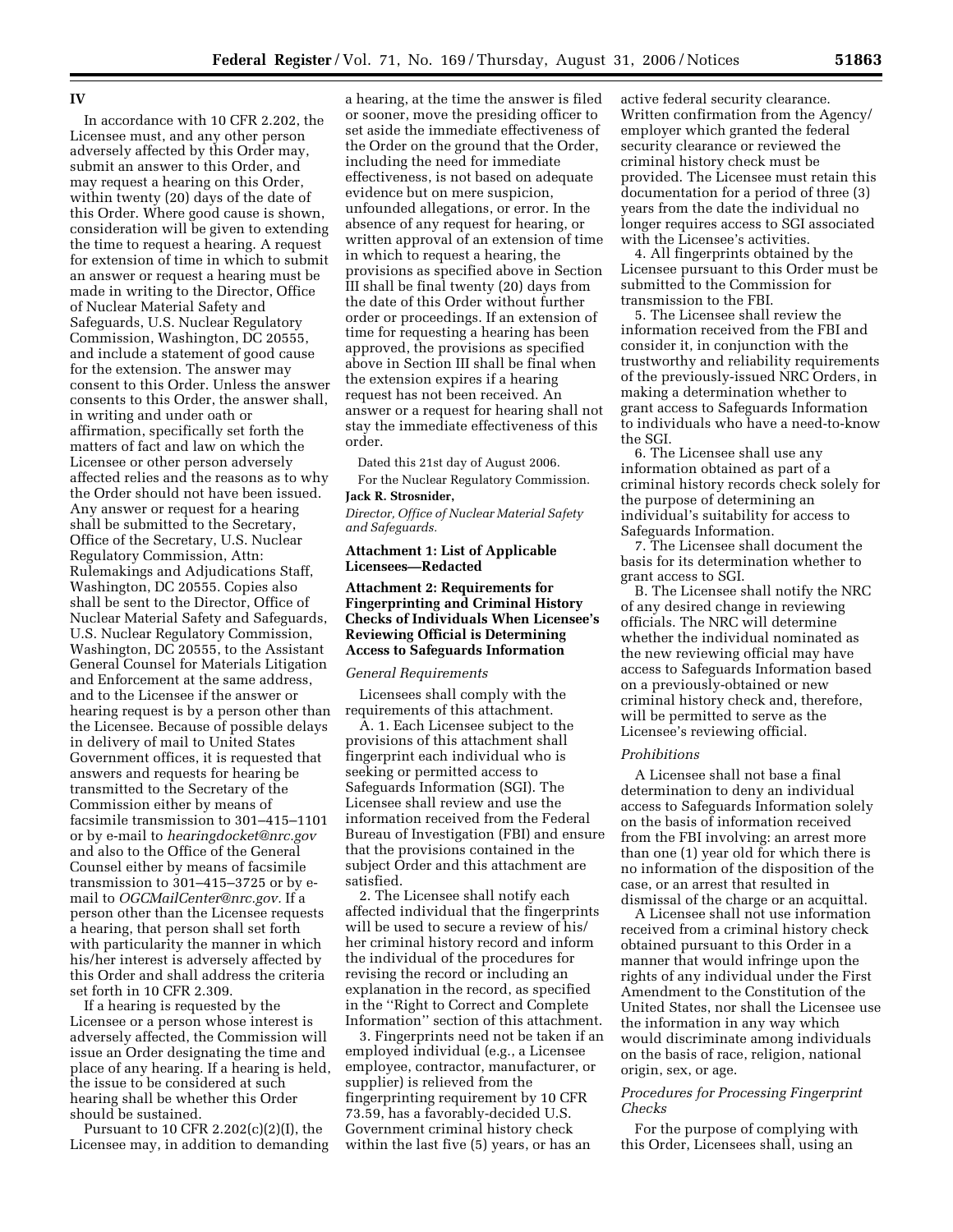## IV

In accordance with 10 CFR 2.202, the Licensee must, and any other person adversely affected by this Order may, submit an answer to this Order, and may request a hearing on this Order, within twenty (20) days of the date of this Order. Where good cause is shown, consideration will be given to extending the time to request a hearing. A request for extension of time in which to submit an answer or request a hearing must be made in writing to the Director, Office of Nuclear Material Safety and Safeguards, U.S. Nuclear Regulatory Commission, Washington, DC 20555, and include a statement of good cause for the extension. The answer may consent to this Order. Unless the answer consents to this Order, the answer shall, in writing and under oath or affirmation, specifically set forth the matters of fact and law on which the Licensee or other person adversely affected relies and the reasons as to why the Order should not have been issued. Any answer or request for a hearing shall be submitted to the Secretary, Office of the Secretary, U.S. Nuclear Regulatory Commission, Attn: Rulemakings and Adjudications Staff, Washington, DC 20555. Copies also shall be sent to the Director, Office of Nuclear Material Safety and Safeguards, U.S. Nuclear Regulatory Commission, Washington, DC 20555, to the Assistant General Counsel for Materials Litigation and Enforcement at the same address, and to the Licensee if the answer or hearing request is by a person other than the Licensee. Because of possible delays in delivery of mail to United States Government offices, it is requested that answers and requests for hearing be transmitted to the Secretary of the Commission either by means of facsimile transmission to 301–415–1101 or by e-mail to *hearingdocket@nrc.gov* and also to the Office of the General Counsel either by means of facsimile transmission to 301–415–3725 or by e-mail to *OGCMailCenter@nrc.gov.* If a person other than the Licensee requests a hearing, that person shall set forth with particularity the manner in which his/her interest is adversely affected by this Order and shall address the criteria set forth in 10 CFR 2.309.

If a hearing is requested by the Licensee or a person whose interest is adversely affected, the Commission will issue an Order designating the time and place of any hearing. If a hearing is held, the issue to be considered at such hearing shall be whether this Order should be sustained.

Pursuant to 10 CFR 2.202(c)(2)(I), the Licensee may, in addition to demanding a hearing, at the time the answer is filed or sooner, move the presiding officer to set aside the immediate effectiveness of the Order on the ground that the Order, including the need for immediate effectiveness, is not based on adequate evidence but on mere suspicion, unfounded allegations, or error. In the absence of any request for hearing, or written approval of an extension of time in which to request a hearing, the provisions as specified above in Section III shall be final twenty (20) days from the date of this Order without further order or proceedings. If an extension of time for requesting a hearing has been approved, the provisions as specified above in Section III shall be final when the extension expires if a hearing request has not been received. An answer or a request for hearing shall not stay the immediate effectiveness of this order.

Dated this 21st day of August 2006.

For the Nuclear Regulatory Commission.

**Jack R. Strosnider,**

*Director, Office of Nuclear Material Safety and Safeguards.*

### Attachment 1: List of Applicable Licensees—Redacted

### Attachment 2: Requirements for Fingerprinting and Criminal History Checks of Individuals When Licensee's Reviewing Official is Determining Access to Safeguards Information

*General Requirements*

Licensees shall comply with the requirements of this attachment.

A. 1. Each Licensee subject to the provisions of this attachment shall fingerprint each individual who is seeking or permitted access to Safeguards Information (SGI). The Licensee shall review and use the information received from the Federal Bureau of Investigation (FBI) and ensure that the provisions contained in the subject Order and this attachment are satisfied.

2. The Licensee shall notify each affected individual that the fingerprints will be used to secure a review of his/her criminal history record and inform the individual of the procedures for revising the record or including an explanation in the record, as specified in the "Right to Correct and Complete Information" section of this attachment.

3. Fingerprints need not be taken if an employed individual (e.g., a Licensee employee, contractor, manufacturer, or supplier) is relieved from the fingerprinting requirement by 10 CFR 73.59, has a favorably-decided U.S. Government criminal history check within the last five (5) years, or has an active federal security clearance. Written confirmation from the Agency/employer which granted the federal security clearance or reviewed the criminal history check must be provided. The Licensee must retain this documentation for a period of three (3) years from the date the individual no longer requires access to SGI associated with the Licensee's activities.

4. All fingerprints obtained by the Licensee pursuant to this Order must be submitted to the Commission for transmission to the FBI.

5. The Licensee shall review the information received from the FBI and consider it, in conjunction with the trustworthy and reliability requirements of the previously-issued NRC Orders, in making a determination whether to grant access to Safeguards Information to individuals who have a need-to-know the SGI.

6. The Licensee shall use any information obtained as part of a criminal history records check solely for the purpose of determining an individual's suitability for access to Safeguards Information.

7. The Licensee shall document the basis for its determination whether to grant access to SGI.

B. The Licensee shall notify the NRC of any desired change in reviewing officials. The NRC will determine whether the individual nominated as the new reviewing official may have access to Safeguards Information based on a previously-obtained or new criminal history check and, therefore, will be permitted to serve as the Licensee's reviewing official.

*Prohibitions*

A Licensee shall not base a final determination to deny an individual access to Safeguards Information solely on the basis of information received from the FBI involving: an arrest more than one (1) year old for which there is no information of the disposition of the case, or an arrest that resulted in dismissal of the charge or an acquittal.

A Licensee shall not use information received from a criminal history check obtained pursuant to this Order in a manner that would infringe upon the rights of any individual under the First Amendment to the Constitution of the United States, nor shall the Licensee use the information in any way which would discriminate among individuals on the basis of race, religion, national origin, sex, or age.

*Procedures for Processing Fingerprint Checks*

For the purpose of complying with this Order, Licensees shall, using an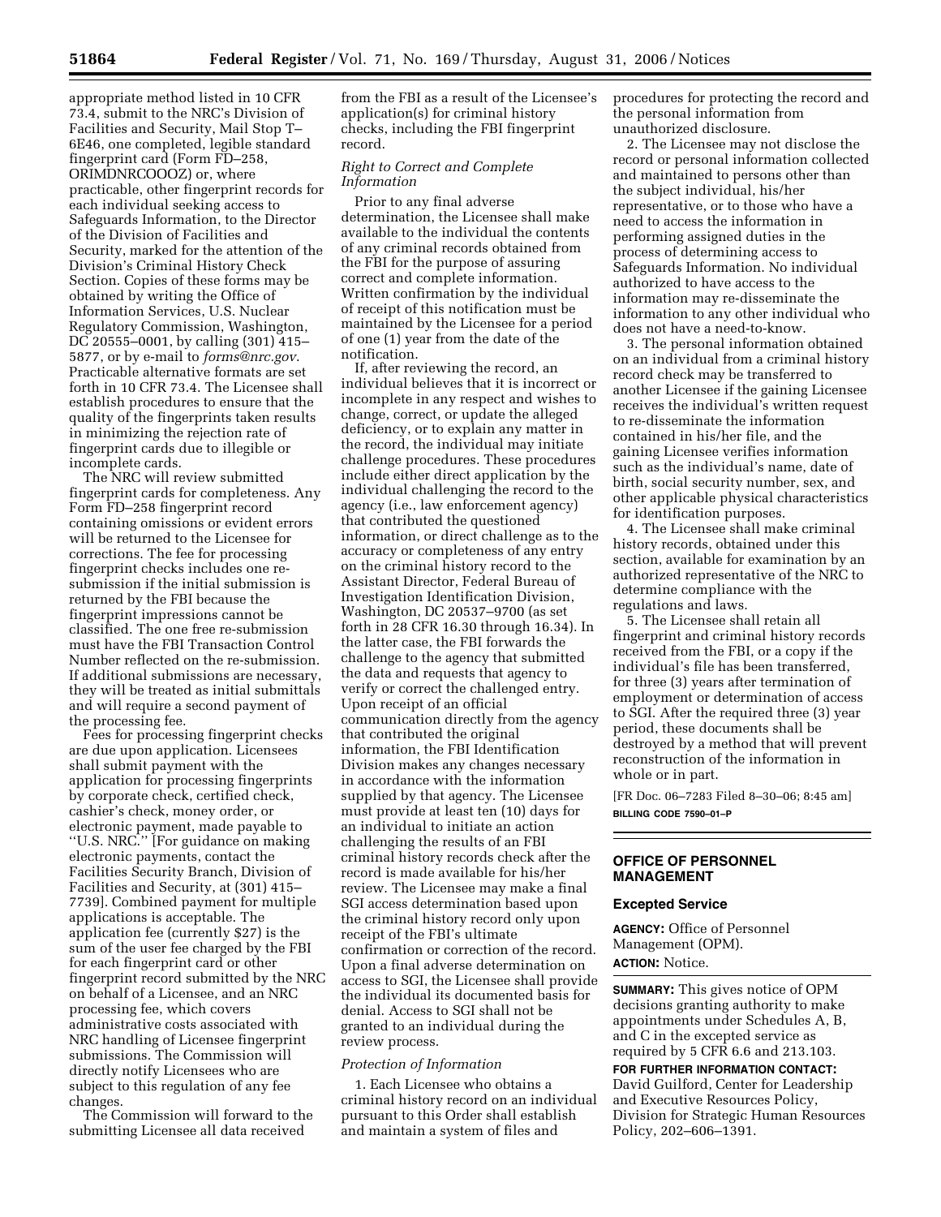appropriate method listed in 10 CFR 73.4, submit to the NRC's Division of Facilities and Security, Mail Stop T–6E46, one completed, legible standard fingerprint card (Form FD–258, ORIMDNRCOOOZ) or, where practicable, other fingerprint records for each individual seeking access to Safeguards Information, to the Director of the Division of Facilities and Security, marked for the attention of the Division's Criminal History Check Section. Copies of these forms may be obtained by writing the Office of Information Services, U.S. Nuclear Regulatory Commission, Washington, DC 20555–0001, by calling (301) 415–5877, or by e-mail to *forms@nrc.gov*. Practicable alternative formats are set forth in 10 CFR 73.4. The Licensee shall establish procedures to ensure that the quality of the fingerprints taken results in minimizing the rejection rate of fingerprint cards due to illegible or incomplete cards.

The NRC will review submitted fingerprint cards for completeness. Any Form FD–258 fingerprint record containing omissions or evident errors will be returned to the Licensee for corrections. The fee for processing fingerprint checks includes one re-submission if the initial submission is returned by the FBI because the fingerprint impressions cannot be classified. The one free re-submission must have the FBI Transaction Control Number reflected on the re-submission. If additional submissions are necessary, they will be treated as initial submittals and will require a second payment of the processing fee.

Fees for processing fingerprint checks are due upon application. Licensees shall submit payment with the application for processing fingerprints by corporate check, certified check, cashier's check, money order, or electronic payment, made payable to ''U.S. NRC.'' [For guidance on making electronic payments, contact the Facilities Security Branch, Division of Facilities and Security, at (301) 415–7739]. Combined payment for multiple applications is acceptable. The application fee (currently $27) is the sum of the user fee charged by the FBI for each fingerprint card or other fingerprint record submitted by the NRC on behalf of a Licensee, and an NRC processing fee, which covers administrative costs associated with NRC handling of Licensee fingerprint submissions. The Commission will directly notify Licensees who are subject to this regulation of any fee changes.

The Commission will forward to the submitting Licensee all data received from the FBI as a result of the Licensee's application(s) for criminal history checks, including the FBI fingerprint record.

*Right to Correct and Complete Information*

Prior to any final adverse determination, the Licensee shall make available to the individual the contents of any criminal records obtained from the FBI for the purpose of assuring correct and complete information. Written confirmation by the individual of receipt of this notification must be maintained by the Licensee for a period of one (1) year from the date of the notification.

If, after reviewing the record, an individual believes that it is incorrect or incomplete in any respect and wishes to change, correct, or update the alleged deficiency, or to explain any matter in the record, the individual may initiate challenge procedures. These procedures include either direct application by the individual challenging the record to the agency (i.e., law enforcement agency) that contributed the questioned information, or direct challenge as to the accuracy or completeness of any entry on the criminal history record to the Assistant Director, Federal Bureau of Investigation Identification Division, Washington, DC 20537–9700 (as set forth in 28 CFR 16.30 through 16.34). In the latter case, the FBI forwards the challenge to the agency that submitted the data and requests that agency to verify or correct the challenged entry. Upon receipt of an official communication directly from the agency that contributed the original information, the FBI Identification Division makes any changes necessary in accordance with the information supplied by that agency. The Licensee must provide at least ten (10) days for an individual to initiate an action challenging the results of an FBI criminal history records check after the record is made available for his/her review. The Licensee may make a final SGI access determination based upon the criminal history record only upon receipt of the FBI's ultimate confirmation or correction of the record. Upon a final adverse determination on access to SGI, the Licensee shall provide the individual its documented basis for denial. Access to SGI shall not be granted to an individual during the review process.

*Protection of Information*

1. Each Licensee who obtains a criminal history record on an individual pursuant to this Order shall establish and maintain a system of files and procedures for protecting the record and the personal information from unauthorized disclosure.

2. The Licensee may not disclose the record or personal information collected and maintained to persons other than the subject individual, his/her representative, or to those who have a need to access the information in performing assigned duties in the process of determining access to Safeguards Information. No individual authorized to have access to the information may re-disseminate the information to any other individual who does not have a need-to-know.

3. The personal information obtained on an individual from a criminal history record check may be transferred to another Licensee if the gaining Licensee receives the individual's written request to re-disseminate the information contained in his/her file, and the gaining Licensee verifies information such as the individual's name, date of birth, social security number, sex, and other applicable physical characteristics for identification purposes.

4. The Licensee shall make criminal history records, obtained under this section, available for examination by an authorized representative of the NRC to determine compliance with the regulations and laws.

5. The Licensee shall retain all fingerprint and criminal history records received from the FBI, or a copy if the individual's file has been transferred, for three (3) years after termination of employment or determination of access to SGI. After the required three (3) year period, these documents shall be destroyed by a method that will prevent reconstruction of the information in whole or in part.

[FR Doc. 06–7283 Filed 8–30–06; 8:45 am]

**BILLING CODE 7590–01–P**

## OFFICE OF PERSONNEL MANAGEMENT

### Excepted Service

**AGENCY:** Office of Personnel Management (OPM).

**ACTION:** Notice.

**SUMMARY:** This gives notice of OPM decisions granting authority to make appointments under Schedules A, B, and C in the excepted service as required by 5 CFR 6.6 and 213.103.

**FOR FURTHER INFORMATION CONTACT:** David Guilford, Center for Leadership and Executive Resources Policy, Division for Strategic Human Resources Policy, 202–606–1391.